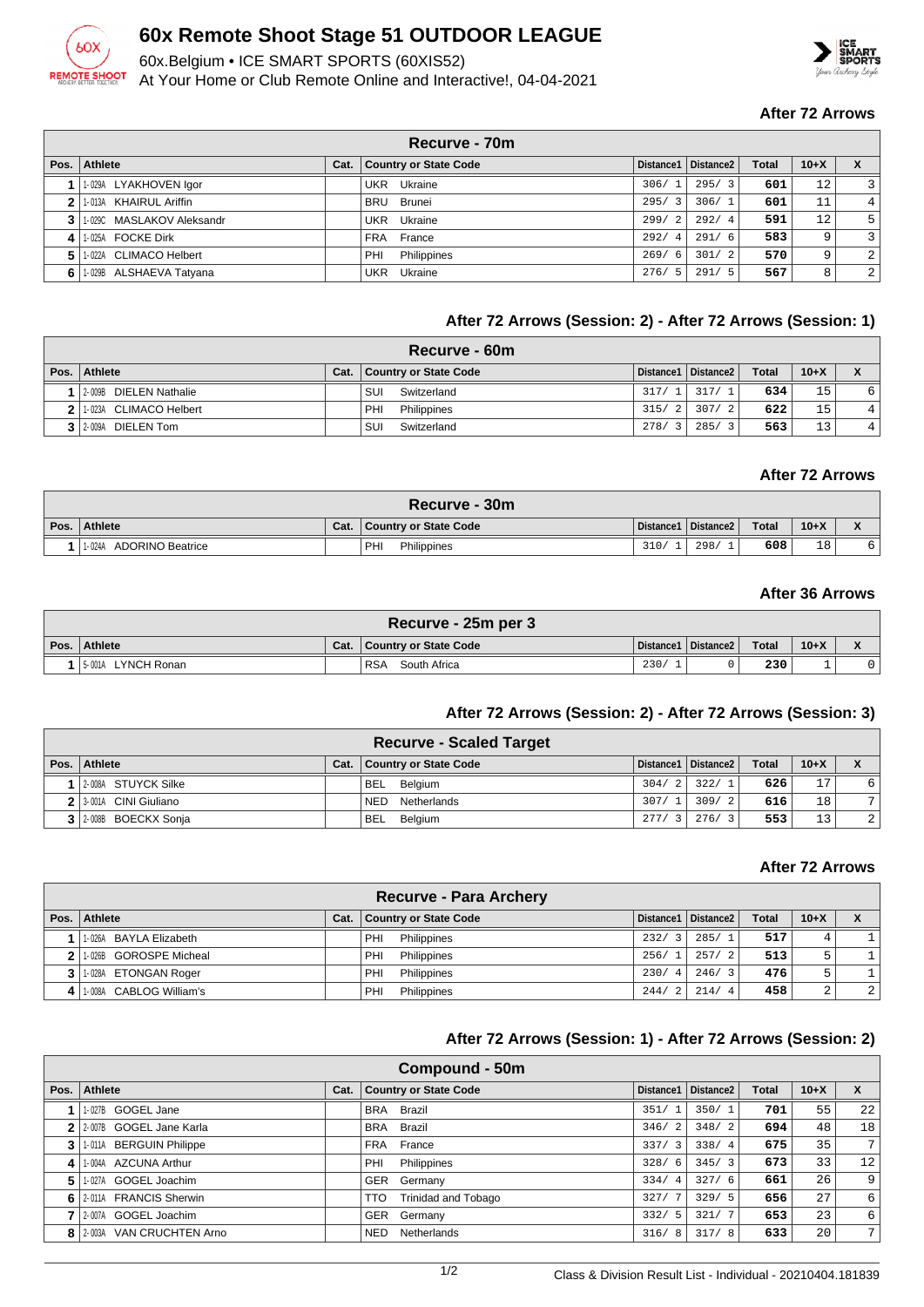# 60x Remote Shoot Stage 51 OUTDOOR LEAGUE

60x.Belgium • ICE SMART SPORTS (60XIS52)

At Your Home or Club Remote Online and Interactive!, 04-04-2021

### After 72 Arrows

| Recurve - 70m | | | | | | | | |
|---|---|---|---|---|---|---|---|---|
| Pos. | Athlete | Cat. | Country or State Code | Distance1 | Distance2 | Total | 10+X | X |
| 1 | 1-029A LYAKHOVEN Igor | | UKR Ukraine | 306/ 1 | 295/ 3 | 601 | 12 | 3 |
| 2 | 1-013A KHAIRUL Ariffin | | BRU Brunei | 295/ 3 | 306/ 1 | 601 | 11 | 4 |
| 3 | 1-029C MASLAKOV Aleksandr | | UKR Ukraine | 299/ 2 | 292/ 4 | 591 | 12 | 5 |
| 4 | 1-025A FOCKE Dirk | | FRA France | 292/ 4 | 291/ 6 | 583 | 9 | 3 |
| 5 | 1-022A CLIMACO Helbert | | PHI Philippines | 269/ 6 | 301/ 2 | 570 | 9 | 2 |
| 6 | 1-029B ALSHAEVA Tatyana | | UKR Ukraine | 276/ 5 | 291/ 5 | 567 | 8 | 2 |

### After 72 Arrows (Session: 2) - After 72 Arrows (Session: 1)

| Recurve - 60m | | | | | | | | |
|---|---|---|---|---|---|---|---|---|
| Pos. | Athlete | Cat. | Country or State Code | Distance1 | Distance2 | Total | 10+X | X |
| 1 | 2-009B DIELEN Nathalie | | SUI Switzerland | 317/ 1 | 317/ 1 | 634 | 15 | 6 |
| 2 | 1-023A CLIMACO Helbert | | PHI Philippines | 315/ 2 | 307/ 2 | 622 | 15 | 4 |
| 3 | 2-009A DIELEN Tom | | SUI Switzerland | 278/ 3 | 285/ 3 | 563 | 13 | 4 |

### After 72 Arrows

| Recurve - 30m | | | | | | | | |
|---|---|---|---|---|---|---|---|---|
| Pos. | Athlete | Cat. | Country or State Code | Distance1 | Distance2 | Total | 10+X | X |
| 1 | 1-024A ADORINO Beatrice | | PHI Philippines | 310/ 1 | 298/ 1 | 608 | 18 | 6 |

### After 36 Arrows

| Recurve - 25m per 3 | | | | | | | | |
|---|---|---|---|---|---|---|---|---|
| Pos. | Athlete | Cat. | Country or State Code | Distance1 | Distance2 | Total | 10+X | X |
| 1 | 5-001A LYNCH Ronan | | RSA South Africa | 230/ 1 | 0 | 230 | 1 | 0 |

### After 72 Arrows (Session: 2) - After 72 Arrows (Session: 3)

| Recurve - Scaled Target | | | | | | | | |
|---|---|---|---|---|---|---|---|---|
| Pos. | Athlete | Cat. | Country or State Code | Distance1 | Distance2 | Total | 10+X | X |
| 1 | 2-008A STUYCK Silke | | BEL Belgium | 304/ 2 | 322/ 1 | 626 | 17 | 6 |
| 2 | 3-001A CINI Giuliano | | NED Netherlands | 307/ 1 | 309/ 2 | 616 | 18 | 7 |
| 3 | 2-008B BOECKX Sonja | | BEL Belgium | 277/ 3 | 276/ 3 | 553 | 13 | 2 |

### After 72 Arrows

| Recurve - Para Archery | | | | | | | | |
|---|---|---|---|---|---|---|---|---|
| Pos. | Athlete | Cat. | Country or State Code | Distance1 | Distance2 | Total | 10+X | X |
| 1 | 1-026A BAYLA Elizabeth | | PHI Philippines | 232/ 3 | 285/ 1 | 517 | 4 | 1 |
| 2 | 1-026B GOROSPE Micheal | | PHI Philippines | 256/ 1 | 257/ 2 | 513 | 5 | 1 |
| 3 | 1-028A ETONGAN Roger | | PHI Philippines | 230/ 4 | 246/ 3 | 476 | 5 | 1 |
| 4 | 1-008A CABLOG William's | | PHI Philippines | 244/ 2 | 214/ 4 | 458 | 2 | 2 |

### After 72 Arrows (Session: 1) - After 72 Arrows (Session: 2)

| Compound - 50m | | | | | | | | |
|---|---|---|---|---|---|---|---|---|
| Pos. | Athlete | Cat. | Country or State Code | Distance1 | Distance2 | Total | 10+X | X |
| 1 | 1-027B GOGEL Jane | | BRA Brazil | 351/ 1 | 350/ 1 | 701 | 55 | 22 |
| 2 | 2-007B GOGEL Jane Karla | | BRA Brazil | 346/ 2 | 348/ 2 | 694 | 48 | 18 |
| 3 | 1-011A BERGUIN Philippe | | FRA France | 337/ 3 | 338/ 4 | 675 | 35 | 7 |
| 4 | 1-004A AZCUNA Arthur | | PHI Philippines | 328/ 6 | 345/ 3 | 673 | 33 | 12 |
| 5 | 1-027A GOGEL Joachim | | GER Germany | 334/ 4 | 327/ 6 | 661 | 26 | 9 |
| 6 | 2-011A FRANCIS Sherwin | | TTO Trinidad and Tobago | 327/ 7 | 329/ 5 | 656 | 27 | 6 |
| 7 | 2-007A GOGEL Joachim | | GER Germany | 332/ 5 | 321/ 7 | 653 | 23 | 6 |
| 8 | 2-003A VAN CRUCHTEN Arno | | NED Netherlands | 316/ 8 | 317/ 8 | 633 | 20 | 7 |

Class & Division Result List - Individual - 20210404.181839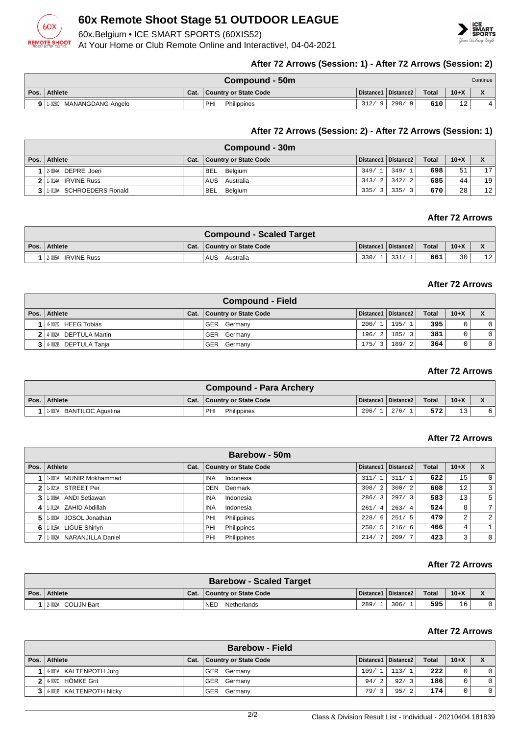# 60x Remote Shoot Stage 51 OUTDOOR LEAGUE

60x.Belgium • ICE SMART SPORTS (60XIS52)

At Your Home or Club Remote Online and Interactive!, 04-04-2021

### After 72 Arrows (Session: 1) - After 72 Arrows (Session: 2)

**Compound - 50m** (Continue)

| Pos. | Athlete | Cat. | Country or State Code | Distance1 | Distance2 | Total | 10+X | X |
|---|---|---|---|---|---|---|---|---|
| 9 | 1-028C MANANGDANG Angelo | | PHI Philippines | 312/ 9 | 298/ 9 | 610 | 12 | 4 |

### After 72 Arrows (Session: 2) - After 72 Arrows (Session: 1)

**Compound - 30m**

| Pos. | Athlete | Cat. | Country or State Code | Distance1 | Distance2 | Total | 10+X | X |
|---|---|---|---|---|---|---|---|---|
| 1 | 2-004A DEPRE' Joeri | | BEL Belgium | 349/ 1 | 349/ 1 | 698 | 51 | 17 |
| 2 | 1-014A IRVINE Russ | | AUS Australia | 343/ 2 | 342/ 2 | 685 | 44 | 19 |
| 3 | 1-010A SCHROEDERS Ronald | | BEL Belgium | 335/ 3 | 335/ 3 | 670 | 28 | 12 |

### After 72 Arrows

**Compound - Scaled Target**

| Pos. | Athlete | Cat. | Country or State Code | Distance1 | Distance2 | Total | 10+X | X |
|---|---|---|---|---|---|---|---|---|
| 1 | 2-005A IRVINE Russ | | AUS Australia | 330/ 1 | 331/ 1 | 661 | 30 | 12 |

### After 72 Arrows

**Compound - Field**

| Pos. | Athlete | Cat. | Country or State Code | Distance1 | Distance2 | Total | 10+X | X |
|---|---|---|---|---|---|---|---|---|
| 1 | 4-002D HEEG Tobias | | GER Germany | 200/ 1 | 195/ 1 | 395 | 0 | 0 |
| 2 | 4-002A DEPTULA Martin | | GER Germany | 196/ 2 | 185/ 3 | 381 | 0 | 0 |
| 3 | 4-002B DEPTULA Tanja | | GER Germany | 175/ 3 | 189/ 2 | 364 | 0 | 0 |

### After 72 Arrows

**Compound - Para Archery**

| Pos. | Athlete | Cat. | Country or State Code | Distance1 | Distance2 | Total | 10+X | X |
|---|---|---|---|---|---|---|---|---|
| 1 | 1-007A BANTILOC Agustina | | PHI Philippines | 296/ 1 | 276/ 1 | 572 | 13 | 6 |

### After 72 Arrows

**Barebow - 50m**

| Pos. | Athlete | Cat. | Country or State Code | Distance1 | Distance2 | Total | 10+X | X |
|---|---|---|---|---|---|---|---|---|
| 1 | 1-001A MUNIR Mokhammad | | INA Indonesia | 311/ 1 | 311/ 1 | 622 | 15 | 0 |
| 2 | 1-021A STREET Per | | DEN Denmark | 308/ 2 | 300/ 2 | 608 | 12 | 3 |
| 3 | 1-006A ANDI Setiawan | | INA Indonesia | 286/ 3 | 297/ 3 | 583 | 13 | 5 |
| 4 | 1-012A ZAHID Abdillah | | INA Indonesia | 261/ 4 | 263/ 4 | 524 | 8 | 7 |
| 5 | 1-003A JOSOL Jonathan | | PHI Philippines | 228/ 6 | 251/ 5 | 479 | 2 | 2 |
| 6 | 1-015A LIGUE Shirlyn | | PHI Philippines | 250/ 5 | 216/ 6 | 466 | 4 | 1 |
| 7 | 1-002A NARANJILLA Daniel | | PHI Philippines | 214/ 7 | 209/ 7 | 423 | 3 | 0 |

### After 72 Arrows

**Barebow - Scaled Target**

| Pos. | Athlete | Cat. | Country or State Code | Distance1 | Distance2 | Total | 10+X | X |
|---|---|---|---|---|---|---|---|---|
| 1 | 2-002A COLIJN Bart | | NED Netherlands | 289/ 1 | 306/ 1 | 595 | 16 | 0 |

### After 72 Arrows

**Barebow - Field**

| Pos. | Athlete | Cat. | Country or State Code | Distance1 | Distance2 | Total | 10+X | X |
|---|---|---|---|---|---|---|---|---|
| 1 | 4-001A KALTENPOTH Jörg | | GER Germany | 109/ 1 | 113/ 1 | 222 | 0 | 0 |
| 2 | 4-002C HÖMKE Grit | | GER Germany | 94/ 2 | 92/ 3 | 186 | 0 | 0 |
| 3 | 4-001B KALTENPOTH Nicky | | GER Germany | 79/ 3 | 95/ 2 | 174 | 0 | 0 |

Class & Division Result List - Individual - 20210404.181839